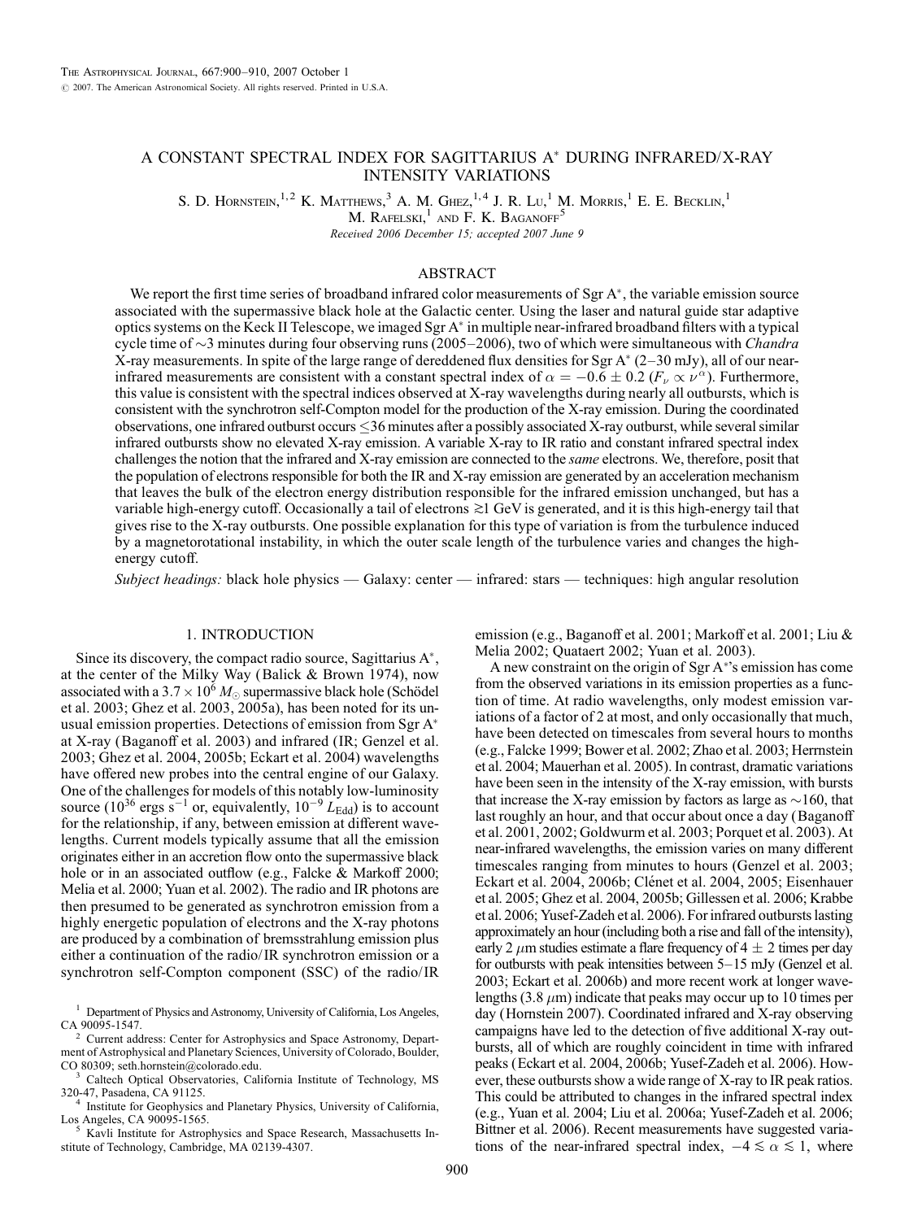# A CONSTANT SPECTRAL INDEX FOR SAGITTARIUS A* DURING INFRARED/X-RAY INTENSITY VARIATIONS

S. D. Hornstein,[1,2] K. Matthews,[3] A. M. Ghez,[1,4] J. R. Lu,[1] M. Morris,[1] E. E. Becklin,[1] M. Rafelski,[1] and F. K. Baganoff[5]

*Received 2006 December 15; accepted 2007 June 9*

## ABSTRACT

We report the first time series of broadband infrared color measurements of Sgr A*, the variable emission source associated with the supermassive black hole at the Galactic center. Using the laser and natural guide star adaptive optics systems on the Keck II Telescope, we imaged Sgr A* in multiple near-infrared broadband filters with a typical cycle time of ~3 minutes during four observing runs (2005–2006), two of which were simultaneous with *Chandra* X-ray measurements. In spite of the large range of dereddened flux densities for Sgr A* (2–30 mJy), all of our near-infrared measurements are consistent with a constant spectral index of $\alpha = -0.6 \pm 0.2$ ($F_\nu \propto \nu^\alpha$). Furthermore, this value is consistent with the spectral indices observed at X-ray wavelengths during nearly all outbursts, which is consistent with the synchrotron self-Compton model for the production of the X-ray emission. During the coordinated observations, one infrared outburst occurs $\lesssim$36 minutes after a possibly associated X-ray outburst, while several similar infrared outbursts show no elevated X-ray emission. A variable X-ray to IR ratio and constant infrared spectral index challenges the notion that the infrared and X-ray emission are connected to the *same* electrons. We, therefore, posit that the population of electrons responsible for both the IR and X-ray emission are generated by an acceleration mechanism that leaves the bulk of the electron energy distribution responsible for the infrared emission unchanged, but has a variable high-energy cutoff. Occasionally a tail of electrons $\gtrsim$1 GeV is generated, and it is this high-energy tail that gives rise to the X-ray outbursts. One possible explanation for this type of variation is from the turbulence induced by a magnetorotational instability, in which the outer scale length of the turbulence varies and changes the high-energy cutoff.

*Subject headings:* black hole physics — Galaxy: center — infrared: stars — techniques: high angular resolution

## 1. INTRODUCTION

Since its discovery, the compact radio source, Sagittarius A*, at the center of the Milky Way (Balick & Brown 1974), now associated with a $3.7 \times 10^6\ M_\odot$ supermassive black hole (Schödel et al. 2003; Ghez et al. 2003, 2005a), has been noted for its unusual emission properties. Detections of emission from Sgr A* at X-ray (Baganoff et al. 2003) and infrared (IR; Genzel et al. 2003; Ghez et al. 2004, 2005b; Eckart et al. 2004) wavelengths have offered new probes into the central engine of our Galaxy. One of the challenges for models of this notably low-luminosity source ($10^{36}$ ergs s$^{-1}$ or, equivalently, $10^{-9}\ L_{\rm Edd}$) is to account for the relationship, if any, between emission at different wavelengths. Current models typically assume that all the emission originates either in an accretion flow onto the supermassive black hole or in an associated outflow (e.g., Falcke & Markoff 2000; Melia et al. 2000; Yuan et al. 2002). The radio and IR photons are then presumed to be generated as synchrotron emission from a highly energetic population of electrons and the X-ray photons are produced by a combination of bremsstrahlung emission plus either a continuation of the radio/IR synchrotron emission or a synchrotron self-Compton component (SSC) of the radio/IR emission (e.g., Baganoff et al. 2001; Markoff et al. 2001; Liu & Melia 2002; Quataert 2002; Yuan et al. 2003).

A new constraint on the origin of Sgr A*'s emission has come from the observed variations in its emission properties as a function of time. At radio wavelengths, only modest emission variations of a factor of 2 at most, and only occasionally that much, have been detected on timescales from several hours to months (e.g., Falcke 1999; Bower et al. 2002; Zhao et al. 2003; Herrnstein et al. 2004; Mauerhan et al. 2005). In contrast, dramatic variations have been seen in the intensity of the X-ray emission, with bursts that increase the X-ray emission by factors as large as ~160, that last roughly an hour, and that occur about once a day (Baganoff et al. 2001, 2002; Goldwurm et al. 2003; Porquet et al. 2003). At near-infrared wavelengths, the emission varies on many different timescales ranging from minutes to hours (Genzel et al. 2003; Eckart et al. 2004, 2006b; Clénet et al. 2004, 2005; Eisenhauer et al. 2005; Ghez et al. 2004, 2005b; Gillessen et al. 2006; Krabbe et al. 2006; Yusef-Zadeh et al. 2006). For infrared outbursts lasting approximately an hour (including both a rise and fall of the intensity), early 2 $\mu$m studies estimate a flare frequency of $4 \pm 2$ times per day for outbursts with peak intensities between 5–15 mJy (Genzel et al. 2003; Eckart et al. 2006b) and more recent work at longer wavelengths (3.8 $\mu$m) indicate that peaks may occur up to 10 times per day (Hornstein 2007). Coordinated infrared and X-ray observing campaigns have led to the detection of five additional X-ray outbursts, all of which are roughly coincident in time with infrared peaks (Eckart et al. 2004, 2006b; Yusef-Zadeh et al. 2006). However, these outbursts show a wide range of X-ray to IR peak ratios. This could be attributed to changes in the infrared spectral index (e.g., Yuan et al. 2004; Liu et al. 2006a; Yusef-Zadeh et al. 2006; Bittner et al. 2006). Recent measurements have suggested variations of the near-infrared spectral index, $-4 \lesssim \alpha \lesssim 1$, where

---

[1] Department of Physics and Astronomy, University of California, Los Angeles, CA 90095-1547.

[2] Current address: Center for Astrophysics and Space Astronomy, Department of Astrophysical and Planetary Sciences, University of Colorado, Boulder, CO 80309; seth.hornstein@colorado.edu.

[3] Caltech Optical Observatories, California Institute of Technology, MS 320-47, Pasadena, CA 91125.

[4] Institute for Geophysics and Planetary Physics, University of California, Los Angeles, CA 90095-1565.

[5] Kavli Institute for Astrophysics and Space Research, Massachusetts Institute of Technology, Cambridge, MA 02139-4307.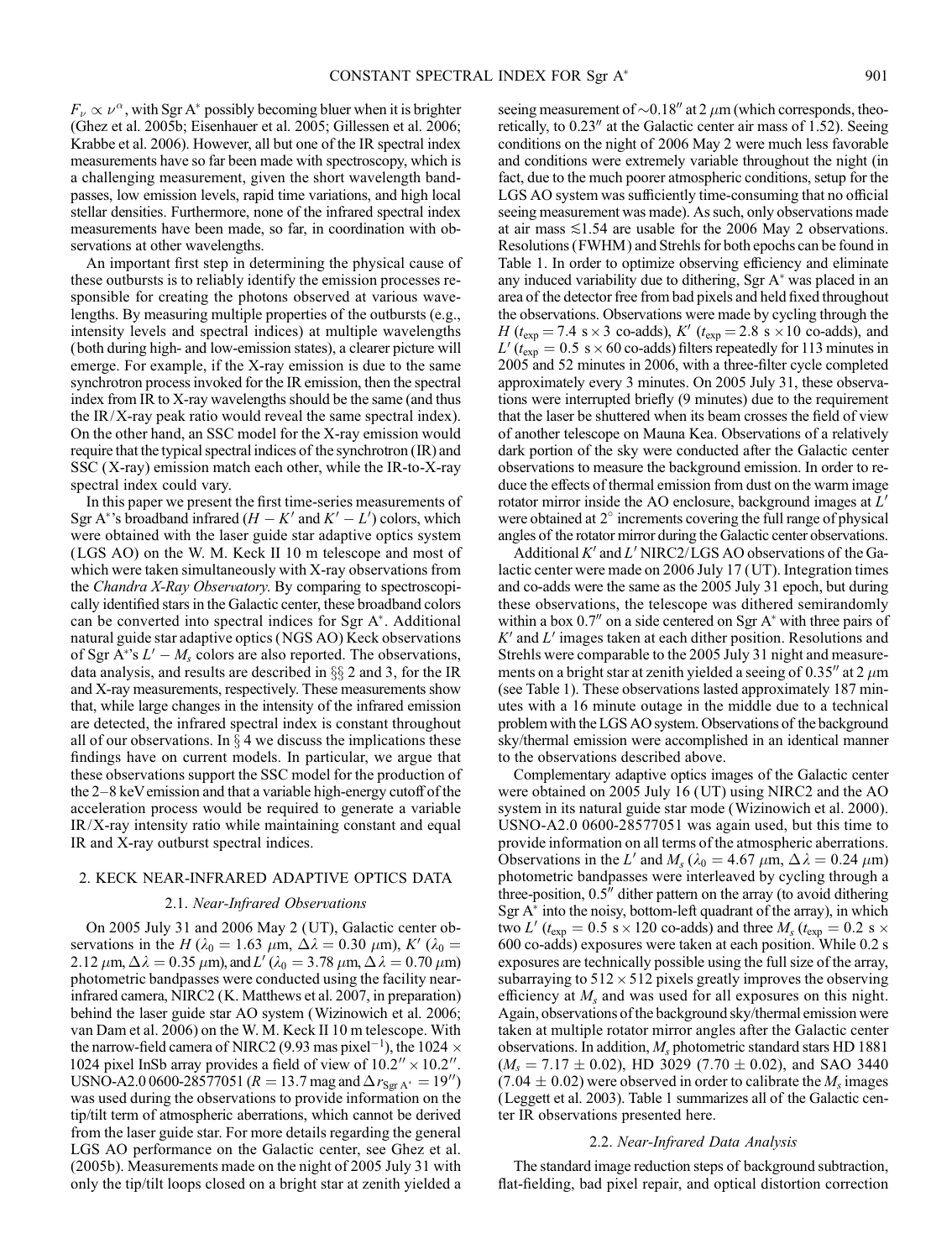$F_\nu \propto \nu^\alpha$, with Sgr A* possibly becoming bluer when it is brighter (Ghez et al. 2005b; Eisenhauer et al. 2005; Gillessen et al. 2006; Krabbe et al. 2006). However, all but one of the IR spectral index measurements have so far been made with spectroscopy, which is a challenging measurement, given the short wavelength bandpasses, low emission levels, rapid time variations, and high local stellar densities. Furthermore, none of the infrared spectral index measurements have been made, so far, in coordination with observations at other wavelengths.

An important first step in determining the physical cause of these outbursts is to reliably identify the emission processes responsible for creating the photons observed at various wavelengths. By measuring multiple properties of the outbursts (e.g., intensity levels and spectral indices) at multiple wavelengths (both during high- and low-emission states), a clearer picture will emerge. For example, if the X-ray emission is due to the same synchrotron process invoked for the IR emission, then the spectral index from IR to X-ray wavelengths should be the same (and thus the IR/X-ray peak ratio would reveal the same spectral index). On the other hand, an SSC model for the X-ray emission would require that the typical spectral indices of the synchrotron (IR) and SSC (X-ray) emission match each other, while the IR-to-X-ray spectral index could vary.

In this paper we present the first time-series measurements of Sgr A*'s broadband infrared ($H - K'$ and $K' - L'$) colors, which were obtained with the laser guide star adaptive optics system (LGS AO) on the W. M. Keck II 10 m telescope and most of which were taken simultaneously with X-ray observations from the *Chandra X-Ray Observatory*. By comparing to spectroscopically identified stars in the Galactic center, these broadband colors can be converted into spectral indices for Sgr A*. Additional natural guide star adaptive optics (NGS AO) Keck observations of Sgr A*'s $L' - M_s$ colors are also reported. The observations, data analysis, and results are described in §§ 2 and 3, for the IR and X-ray measurements, respectively. These measurements show that, while large changes in the intensity of the infrared emission are detected, the infrared spectral index is constant throughout all of our observations. In § 4 we discuss the implications these findings have on current models. In particular, we argue that these observations support the SSC model for the production of the 2–8 keV emission and that a variable high-energy cutoff of the acceleration process would be required to generate a variable IR/X-ray intensity ratio while maintaining constant and equal IR and X-ray outburst spectral indices.

## 2. KECK NEAR-INFRARED ADAPTIVE OPTICS DATA

### 2.1. *Near-Infrared Observations*

On 2005 July 31 and 2006 May 2 (UT), Galactic center observations in the $H$ ($\lambda_0 = 1.63$ $\mu$m, $\Delta\lambda = 0.30$ $\mu$m), $K'$ ($\lambda_0 = 2.12$ $\mu$m, $\Delta\lambda = 0.35$ $\mu$m), and $L'$ ($\lambda_0 = 3.78$ $\mu$m, $\Delta\lambda = 0.70$ $\mu$m) photometric bandpasses were conducted using the facility near-infrared camera, NIRC2 (K. Matthews et al. 2007, in preparation) behind the laser guide star AO system (Wizinowich et al. 2006; van Dam et al. 2006) on the W. M. Keck II 10 m telescope. With the narrow-field camera of NIRC2 (9.93 mas pixel$^{-1}$), the 1024 × 1024 pixel InSb array provides a field of view of $10.2'' \times 10.2''$. USNO-A2.0 0600-28577051 ($R = 13.7$ mag and $\Delta r_{\rm Sgr\,A^*} = 19''$) was used during the observations to provide information on the tip/tilt term of atmospheric aberrations, which cannot be derived from the laser guide star. For more details regarding the general LGS AO performance on the Galactic center, see Ghez et al. (2005b). Measurements made on the night of 2005 July 31 with only the tip/tilt loops closed on a bright star at zenith yielded a seeing measurement of $\sim 0.18''$ at 2 $\mu$m (which corresponds, theoretically, to $0.23''$ at the Galactic center air mass of 1.52). Seeing conditions on the night of 2006 May 2 were much less favorable and conditions were extremely variable throughout the night (in fact, due to the much poorer atmospheric conditions, setup for the LGS AO system was sufficiently time-consuming that no official seeing measurement was made). As such, only observations made at air mass $\lesssim 1.54$ are usable for the 2006 May 2 observations. Resolutions (FWHM) and Strehls for both epochs can be found in Table 1. In order to optimize observing efficiency and eliminate any induced variability due to dithering, Sgr A* was placed in an area of the detector free from bad pixels and held fixed throughout the observations. Observations were made by cycling through the $H$ ($t_{\rm exp} = 7.4$ s × 3 co-adds), $K'$ ($t_{\rm exp} = 2.8$ s × 10 co-adds), and $L'$ ($t_{\rm exp} = 0.5$ s × 60 co-adds) filters repeatedly for 113 minutes in 2005 and 52 minutes in 2006, with a three-filter cycle completed approximately every 3 minutes. On 2005 July 31, these observations were interrupted briefly (9 minutes) due to the requirement that the laser be shuttered when its beam crosses the field of view of another telescope on Mauna Kea. Observations of a relatively dark portion of the sky were conducted after the Galactic center observations to measure the background emission. In order to reduce the effects of thermal emission from dust on the warm image rotator mirror inside the AO enclosure, background images at $L'$ were obtained at 2° increments covering the full range of physical angles of the rotator mirror during the Galactic center observations.

Additional $K'$ and $L'$ NIRC2/LGS AO observations of the Galactic center were made on 2006 July 17 (UT). Integration times and co-adds were the same as the 2005 July 31 epoch, but during these observations, the telescope was dithered semirandomly within a box $0.7''$ on a side centered on Sgr A* with three pairs of $K'$ and $L'$ images taken at each dither position. Resolutions and Strehls were comparable to the 2005 July 31 night and measurements on a bright star at zenith yielded a seeing of $0.35''$ at 2 $\mu$m (see Table 1). These observations lasted approximately 187 minutes with a 16 minute outage in the middle due to a technical problem with the LGS AO system. Observations of the background sky/thermal emission were accomplished in an identical manner to the observations described above.

Complementary adaptive optics images of the Galactic center were obtained on 2005 July 16 (UT) using NIRC2 and the AO system in its natural guide star mode (Wizinowich et al. 2000). USNO-A2.0 0600-28577051 was again used, but this time to provide information on all terms of the atmospheric aberrations. Observations in the $L'$ and $M_s$ ($\lambda_0 = 4.67$ $\mu$m, $\Delta\lambda = 0.24$ $\mu$m) photometric bandpasses were interleaved by cycling through a three-position, $0.5''$ dither pattern on the array (to avoid dithering Sgr A* into the noisy, bottom-left quadrant of the array), in which two $L'$ ($t_{\rm exp} = 0.5$ s × 120 co-adds) and three $M_s$ ($t_{\rm exp} = 0.2$ s × 600 co-adds) exposures were taken at each position. While 0.2 s exposures are technically possible using the full size of the array, subarraying to 512 × 512 pixels greatly improves the observing efficiency at $M_s$ and was used for all exposures on this night. Again, observations of the background sky/thermal emission were taken at multiple rotator mirror angles after the Galactic center observations. In addition, $M_s$ photometric standard stars HD 1881 ($M_s = 7.17 \pm 0.02$), HD 3029 ($7.70 \pm 0.02$), and SAO 3440 ($7.04 \pm 0.02$) were observed in order to calibrate the $M_s$ images (Leggett et al. 2003). Table 1 summarizes all of the Galactic center IR observations presented here.

### 2.2. *Near-Infrared Data Analysis*

The standard image reduction steps of background subtraction, flat-fielding, bad pixel repair, and optical distortion correction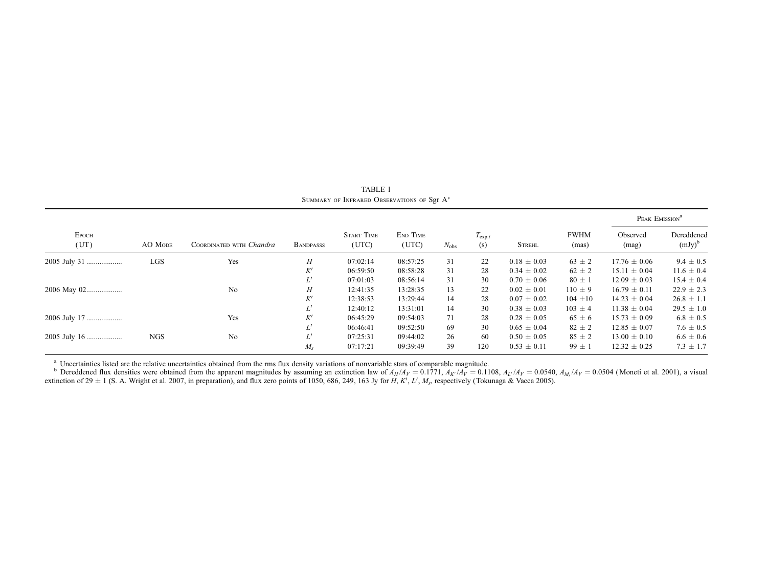TABLE 1

Summary of Infrared Observations of Sgr A*

| Epoch (UT) | AO Mode | Coordinated with *Chandra* | Bandpasss | Start Time (UTC) | End Time (UTC) | $N_{obs}$ | $T_{exp,i}$ (s) | Strehl | FWHM (mas) | Peak Emission[a] Observed (mag) | Dereddened (mJy)[b] |
|---|---|---|---|---|---|---|---|---|---|---|---|
| 2005 July 31 | LGS | Yes | $H$ | 07:02:14 | 08:57:25 | 31 | 22 | $0.18 \pm 0.03$ | $63 \pm 2$ | $17.76 \pm 0.06$ | $9.4 \pm 0.5$ |
| | | | $K'$ | 06:59:50 | 08:58:28 | 31 | 28 | $0.34 \pm 0.02$ | $62 \pm 2$ | $15.11 \pm 0.04$ | $11.6 \pm 0.4$ |
| | | | $L'$ | 07:01:03 | 08:56:14 | 31 | 30 | $0.70 \pm 0.06$ | $80 \pm 1$ | $12.09 \pm 0.03$ | $15.4 \pm 0.4$ |
| 2006 May 02 | | No | $H$ | 12:41:35 | 13:28:35 | 13 | 22 | $0.02 \pm 0.01$ | $110 \pm 9$ | $16.79 \pm 0.11$ | $22.9 \pm 2.3$ |
| | | | $K'$ | 12:38:53 | 13:29:44 | 14 | 28 | $0.07 \pm 0.02$ | $104 \pm 10$ | $14.23 \pm 0.04$ | $26.8 \pm 1.1$ |
| | | | $L'$ | 12:40:12 | 13:31:01 | 14 | 30 | $0.38 \pm 0.03$ | $103 \pm 4$ | $11.38 \pm 0.04$ | $29.5 \pm 1.0$ |
| 2006 July 17 | | Yes | $K'$ | 06:45:29 | 09:54:03 | 71 | 28 | $0.28 \pm 0.05$ | $65 \pm 6$ | $15.73 \pm 0.09$ | $6.8 \pm 0.5$ |
| | | | $L'$ | 06:46:41 | 09:52:50 | 69 | 30 | $0.65 \pm 0.04$ | $82 \pm 2$ | $12.85 \pm 0.07$ | $7.6 \pm 0.5$ |
| 2005 July 16 | NGS | No | $L'$ | 07:25:31 | 09:44:02 | 26 | 60 | $0.50 \pm 0.05$ | $85 \pm 2$ | $13.00 \pm 0.10$ | $6.6 \pm 0.6$ |
| | | | $M_s$ | 07:17:21 | 09:39:49 | 39 | 120 | $0.53 \pm 0.11$ | $99 \pm 1$ | $12.32 \pm 0.25$ | $7.3 \pm 1.7$ |

[a] Uncertainties listed are the relative uncertainties obtained from the rms flux density variations of nonvariable stars of comparable magnitude.

[b] Dereddened flux densities were obtained from the apparent magnitudes by assuming an extinction law of $A_H/A_V = 0.1771$, $A_{K'}/A_V = 0.1108$, $A_{L'}/A_V = 0.0540$, $A_{M_s}/A_V = 0.0504$ (Moneti et al. 2001), a visual extinction of $29 \pm 1$ (S. A. Wright et al. 2007, in preparation), and flux zero points of 1050, 686, 249, 163 Jy for $H$, $K'$, $L'$, $M_s$, respectively (Tokunaga & Vacca 2005).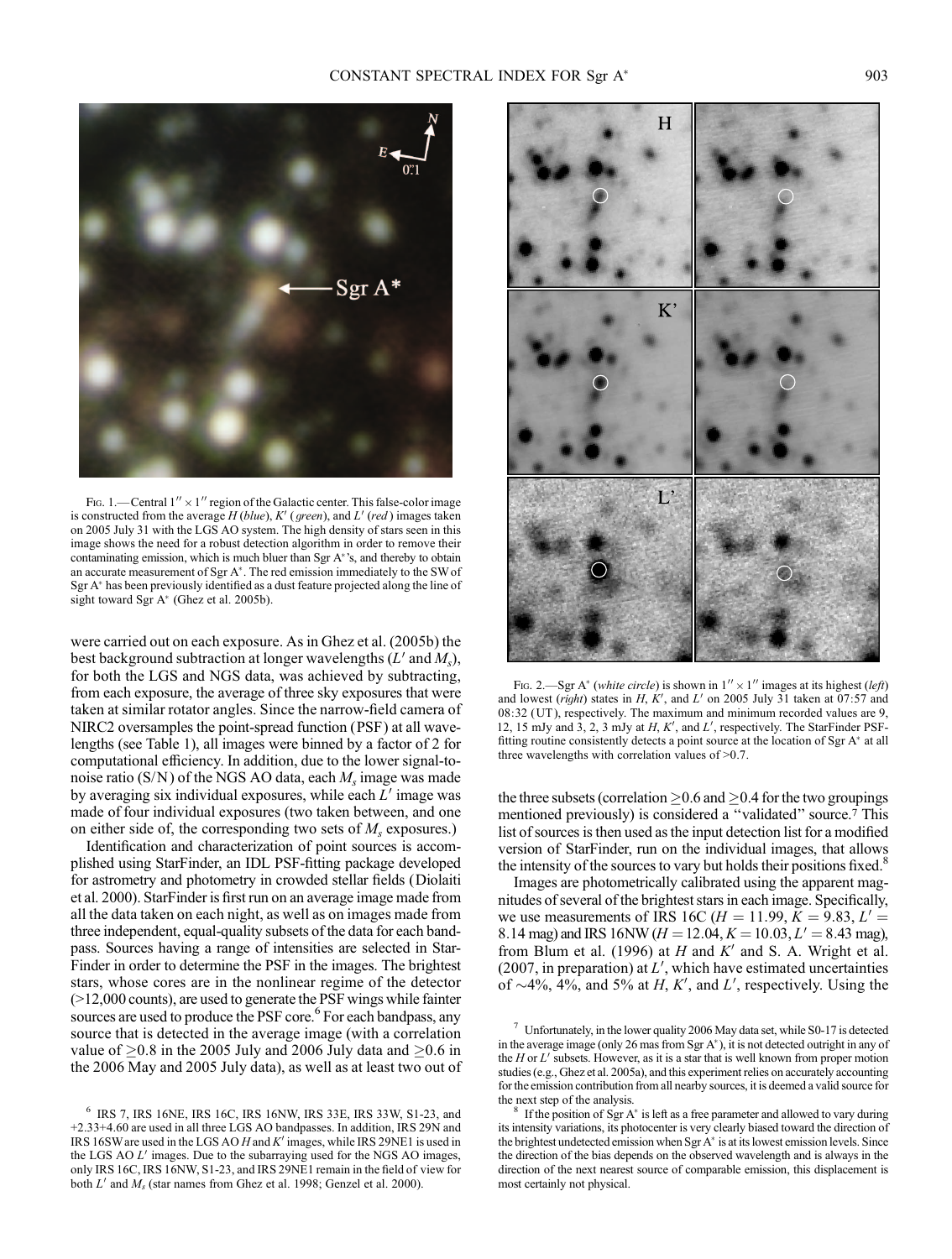Fig. 1.—Central $1'' \times 1''$ region of the Galactic center. This false-color image is constructed from the average $H$ (*blue*), $K'$ (*green*), and $L'$ (*red*) images taken on 2005 July 31 with the LGS AO system. The high density of stars seen in this image shows the need for a robust detection algorithm in order to remove their contaminating emission, which is much bluer than Sgr A*'s, and thereby to obtain an accurate measurement of Sgr A*. The red emission immediately to the SW of Sgr A* has been previously identified as a dust feature projected along the line of sight toward Sgr A* (Ghez et al. 2005b).

were carried out on each exposure. As in Ghez et al. (2005b) the best background subtraction at longer wavelengths ($L'$ and $M_s$), for both the LGS and NGS data, was achieved by subtracting, from each exposure, the average of three sky exposures that were taken at similar rotator angles. Since the narrow-field camera of NIRC2 oversamples the point-spread function (PSF) at all wavelengths (see Table 1), all images were binned by a factor of 2 for computational efficiency. In addition, due to the lower signal-to-noise ratio (S/N) of the NGS AO data, each $M_s$ image was made by averaging six individual exposures, while each $L'$ image was made of four individual exposures (two taken between, and one on either side of, the corresponding two sets of $M_s$ exposures.)

Identification and characterization of point sources is accomplished using StarFinder, an IDL PSF-fitting package developed for astrometry and photometry in crowded stellar fields (Diolaiti et al. 2000). StarFinder is first run on an average image made from all the data taken on each night, as well as on images made from three independent, equal-quality subsets of the data for each bandpass. Sources having a range of intensities are selected in StarFinder in order to determine the PSF in the images. The brightest stars, whose cores are in the nonlinear regime of the detector (>12,000 counts), are used to generate the PSF wings while fainter sources are used to produce the PSF core.[6] For each bandpass, any source that is detected in the average image (with a correlation value of $\geq 0.8$ in the 2005 July and 2006 July data and $\geq 0.6$ in the 2006 May and 2005 July data), as well as at least two out of the three subsets (correlation $\geq 0.6$ and $\geq 0.4$ for the two groupings mentioned previously) is considered a "validated" source.[7] This list of sources is then used as the input detection list for a modified version of StarFinder, run on the individual images, that allows the intensity of the sources to vary but holds their positions fixed.[8]

Images are photometrically calibrated using the apparent magnitudes of several of the brightest stars in each image. Specifically, we use measurements of IRS 16C ($H = 11.99$, $K = 9.83$, $L' = 8.14$ mag) and IRS 16NW ($H = 12.04$, $K = 10.03$, $L' = 8.43$ mag), from Blum et al. (1996) at $H$ and $K'$ and S. A. Wright et al. (2007, in preparation) at $L'$, which have estimated uncertainties of ~4%, 4%, and 5% at $H$, $K'$, and $L'$, respectively. Using the

Fig. 2.—Sgr A* (*white circle*) is shown in $1'' \times 1''$ images at its highest (*left*) and lowest (*right*) states in $H$, $K'$, and $L'$ on 2005 July 31 taken at 07:57 and 08:32 (UT), respectively. The maximum and minimum recorded values are 9, 12, 15 mJy and 3, 2, 3 mJy at $H$, $K'$, and $L'$, respectively. The StarFinder PSF-fitting routine consistently detects a point source at the location of Sgr A* at all three wavelengths with correlation values of >0.7.

[6] IRS 7, IRS 16NE, IRS 16C, IRS 16NW, IRS 33E, IRS 33W, S1-23, and +2.33+4.60 are used in all three LGS AO bandpasses. In addition, IRS 29N and IRS 16SW are used in the LGS AO $H$ and $K'$ images, while IRS 29NE1 is used in the LGS AO $L'$ images. Due to the subarraying used for the NGS AO images, only IRS 16C, IRS 16NW, S1-23, and IRS 29NE1 remain in the field of view for both $L'$ and $M_s$ (star names from Ghez et al. 1998; Genzel et al. 2000).

[7] Unfortunately, in the lower quality 2006 May data set, while S0-17 is detected in the average image (only 26 mas from Sgr A*), it is not detected outright in any of the $H$ or $L'$ subsets. However, as it is a star that is well known from proper motion studies (e.g., Ghez et al. 2005a), and this experiment relies on accurately accounting for the emission contribution from all nearby sources, it is deemed a valid source for the next step of the analysis.

[8] If the position of Sgr A* is left as a free parameter and allowed to vary during its intensity variations, its photocenter is very clearly biased toward the direction of the brightest undetected emission when Sgr A* is at its lowest emission levels. Since the direction of the bias depends on the observed wavelength and is always in the direction of the next nearest source of comparable emission, this displacement is most certainly not physical.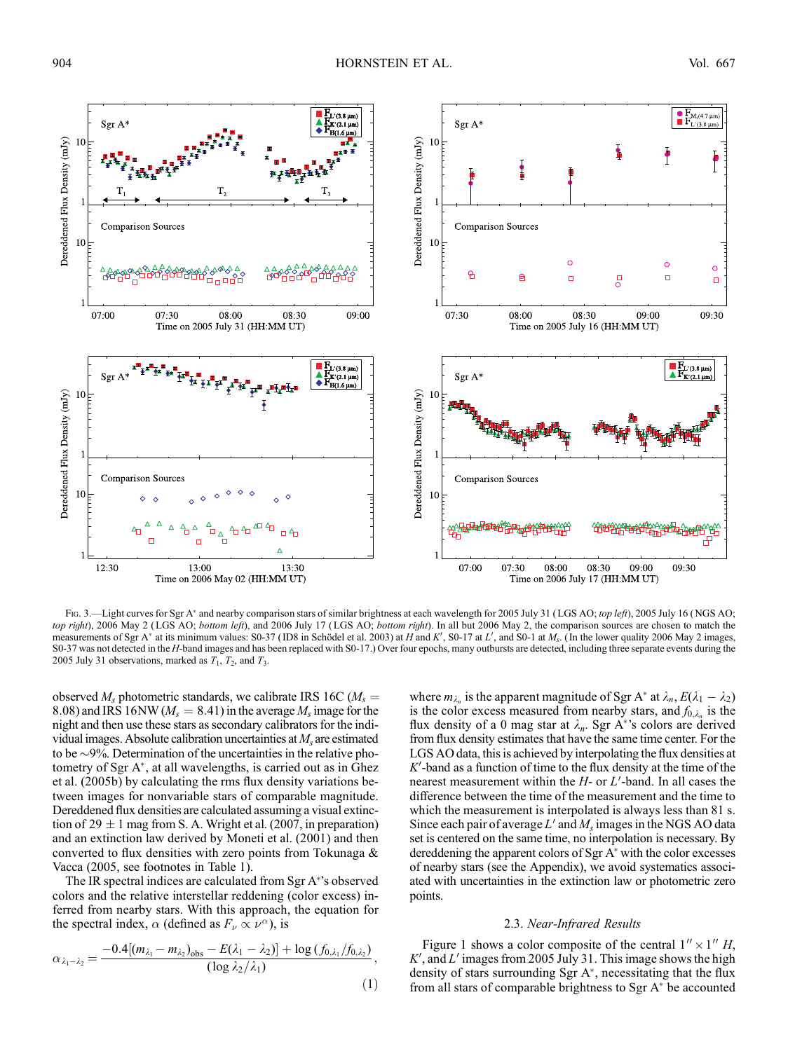Fig. 3.—Light curves for Sgr A* and nearby comparison stars of similar brightness at each wavelength for 2005 July 31 (LGS AO; *top left*), 2005 July 16 (NGS AO; *top right*), 2006 May 2 (LGS AO; *bottom left*), and 2006 July 17 (LGS AO; *bottom right*). In all but 2006 May 2, the comparison sources are chosen to match the measurements of Sgr A* at its minimum values: S0-37 (ID8 in Schödel et al. 2003) at *H* and $K'$, S0-17 at $L'$, and S0-1 at $M_s$. (In the lower quality 2006 May 2 images, S0-37 was not detected in the *H*-band images and has been replaced with S0-17.) Over four epochs, many outbursts are detected, including three separate events during the 2005 July 31 observations, marked as $T_1$, $T_2$, and $T_3$.

observed $M_s$ photometric standards, we calibrate IRS 16C ($M_s = 8.08$) and IRS 16NW ($M_s = 8.41$) in the average $M_s$ image for the night and then use these stars as secondary calibrators for the individual images. Absolute calibration uncertainties at $M_s$ are estimated to be ~9%. Determination of the uncertainties in the relative photometry of Sgr A*, at all wavelengths, is carried out as in Ghez et al. (2005b) by calculating the rms flux density variations between images for nonvariable stars of comparable magnitude. Dereddened flux densities are calculated assuming a visual extinction of $29 \pm 1$ mag from S. A. Wright et al. (2007, in preparation) and an extinction law derived by Moneti et al. (2001) and then converted to flux densities with zero points from Tokunaga & Vacca (2005, see footnotes in Table 1).

The IR spectral indices are calculated from Sgr A*'s observed colors and the relative interstellar reddening (color excess) inferred from nearby stars. With this approach, the equation for the spectral index, $\alpha$ (defined as $F_\nu \propto \nu^\alpha$), is

$$\alpha_{\lambda_1-\lambda_2} = \frac{-0.4[(m_{\lambda_1} - m_{\lambda_2})_{\rm obs} - E(\lambda_1 - \lambda_2)] + \log(f_{0,\lambda_1}/f_{0,\lambda_2})}{(\log \lambda_2/\lambda_1)}, \quad (1)$$

where $m_{\lambda_n}$ is the apparent magnitude of Sgr A* at $\lambda_n$, $E(\lambda_1 - \lambda_2)$ is the color excess measured from nearby stars, and $f_{0,\lambda_n}$ is the flux density of a 0 mag star at $\lambda_n$. Sgr A*'s colors are derived from flux density estimates that have the same time center. For the LGS AO data, this is achieved by interpolating the flux densities at $K'$-band as a function of time to the flux density at the time of the nearest measurement within the *H*- or $L'$-band. In all cases the difference between the time of the measurement and the time to which the measurement is interpolated is always less than 81 s. Since each pair of average $L'$ and $M_s$ images in the NGS AO data set is centered on the same time, no interpolation is necessary. By dereddening the apparent colors of Sgr A* with the color excesses of nearby stars (see the Appendix), we avoid systematics associated with uncertainties in the extinction law or photometric zero points.

### 2.3. *Near-Infrared Results*

Figure 1 shows a color composite of the central $1'' \times 1''$ *H*, $K'$, and $L'$ images from 2005 July 31. This image shows the high density of stars surrounding Sgr A*, necessitating that the flux from all stars of comparable brightness to Sgr A* be accounted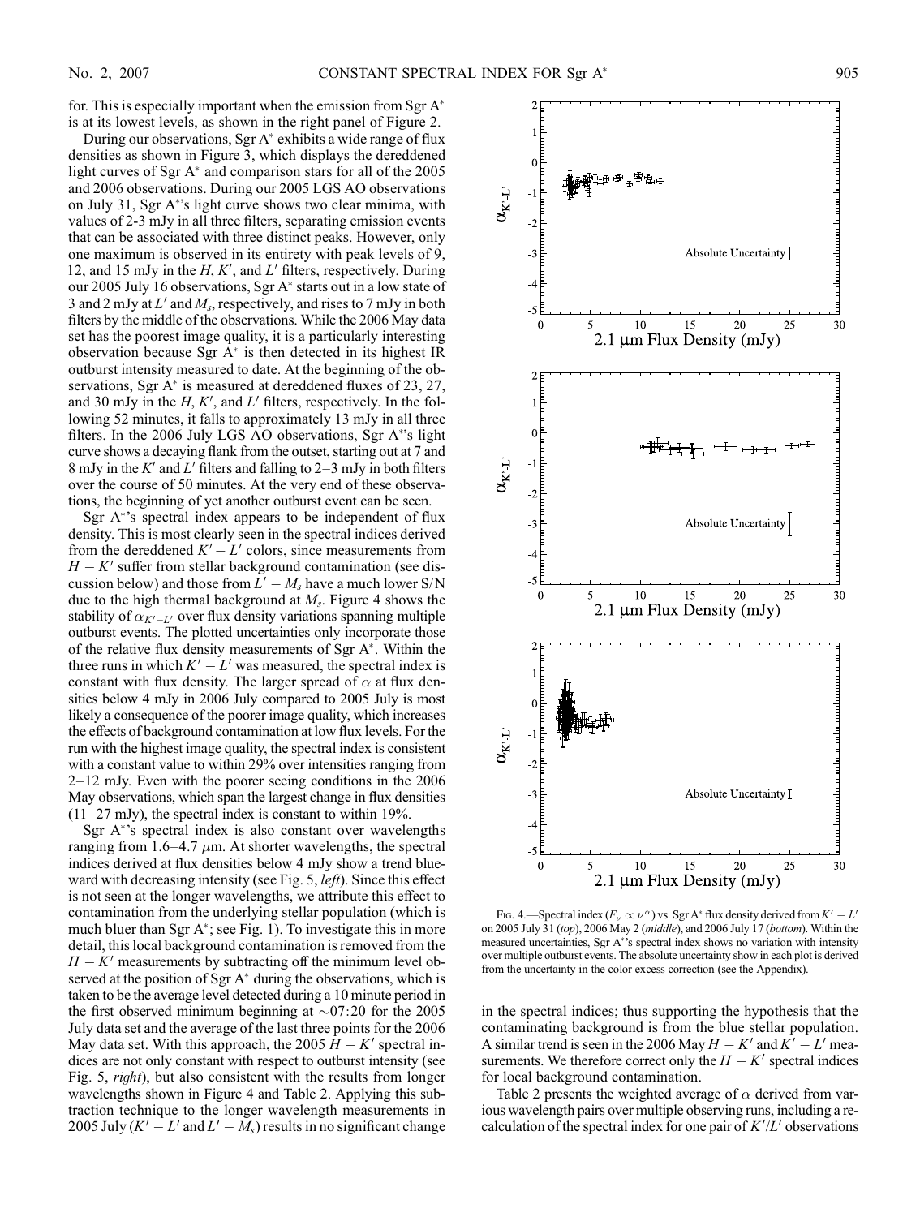for. This is especially important when the emission from Sgr A* is at its lowest levels, as shown in the right panel of Figure 2.

During our observations, Sgr A* exhibits a wide range of flux densities as shown in Figure 3, which displays the dereddened light curves of Sgr A* and comparison stars for all of the 2005 and 2006 observations. During our 2005 LGS AO observations on July 31, Sgr A*'s light curve shows two clear minima, with values of 2-3 mJy in all three filters, separating emission events that can be associated with three distinct peaks. However, only one maximum is observed in its entirety with peak levels of 9, 12, and 15 mJy in the $H$, $K'$, and $L'$ filters, respectively. During our 2005 July 16 observations, Sgr A* starts out in a low state of 3 and 2 mJy at $L'$ and $M_s$, respectively, and rises to 7 mJy in both filters by the middle of the observations. While the 2006 May data set has the poorest image quality, it is a particularly interesting observation because Sgr A* is then detected in its highest IR outburst intensity measured to date. At the beginning of the observations, Sgr A* is measured at dereddened fluxes of 23, 27, and 30 mJy in the $H$, $K'$, and $L'$ filters, respectively. In the following 52 minutes, it falls to approximately 13 mJy in all three filters. In the 2006 July LGS AO observations, Sgr A*'s light curve shows a decaying flank from the outset, starting out at 7 and 8 mJy in the $K'$ and $L'$ filters and falling to 2–3 mJy in both filters over the course of 50 minutes. At the very end of these observations, the beginning of yet another outburst event can be seen.

Sgr A*'s spectral index appears to be independent of flux density. This is most clearly seen in the spectral indices derived from the dereddened $K' - L'$ colors, since measurements from $H - K'$ suffer from stellar background contamination (see discussion below) and those from $L' - M_s$ have a much lower S/N due to the high thermal background at $M_s$. Figure 4 shows the stability of $\alpha_{K'-L'}$ over flux density variations spanning multiple outburst events. The plotted uncertainties only incorporate those of the relative flux density measurements of Sgr A*. Within the three runs in which $K' - L'$ was measured, the spectral index is constant with flux density. The larger spread of $\alpha$ at flux densities below 4 mJy in 2006 July compared to 2005 July is most likely a consequence of the poorer image quality, which increases the effects of background contamination at low flux levels. For the run with the highest image quality, the spectral index is consistent with a constant value to within 29% over intensities ranging from 2–12 mJy. Even with the poorer seeing conditions in the 2006 May observations, which span the largest change in flux densities (11–27 mJy), the spectral index is constant to within 19%.

Sgr A*'s spectral index is also constant over wavelengths ranging from 1.6–4.7 $\mu$m. At shorter wavelengths, the spectral indices derived at flux densities below 4 mJy show a trend blueward with decreasing intensity (see Fig. 5, *left*). Since this effect is not seen at the longer wavelengths, we attribute this effect to contamination from the underlying stellar population (which is much bluer than Sgr A*; see Fig. 1). To investigate this in more detail, this local background contamination is removed from the $H - K'$ measurements by subtracting off the minimum level observed at the position of Sgr A* during the observations, which is taken to be the average level detected during a 10 minute period in the first observed minimum beginning at ~07:20 for the 2005 July data set and the average of the last three points for the 2006 May data set. With this approach, the 2005 $H - K'$ spectral indices are not only constant with respect to outburst intensity (see Fig. 5, *right*), but also consistent with the results from longer wavelengths shown in Figure 4 and Table 2. Applying this subtraction technique to the longer wavelength measurements in 2005 July ($K' - L'$ and $L' - M_s$) results in no significant change in the spectral indices; thus supporting the hypothesis that the contaminating background is from the blue stellar population. A similar trend is seen in the 2006 May $H - K'$ and $K' - L'$ measurements. We therefore correct only the $H - K'$ spectral indices for local background contamination.

Table 2 presents the weighted average of $\alpha$ derived from various wavelength pairs over multiple observing runs, including a recalculation of the spectral index for one pair of $K'/L'$ observations

Fig. 4.—Spectral index ($F_\nu \propto \nu^\alpha$) vs. Sgr A* flux density derived from $K' - L'$ on 2005 July 31 (*top*), 2006 May 2 (*middle*), and 2006 July 17 (*bottom*). Within the measured uncertainties, Sgr A*'s spectral index shows no variation with intensity over multiple outburst events. The absolute uncertainty show in each plot is derived from the uncertainty in the color excess correction (see the Appendix).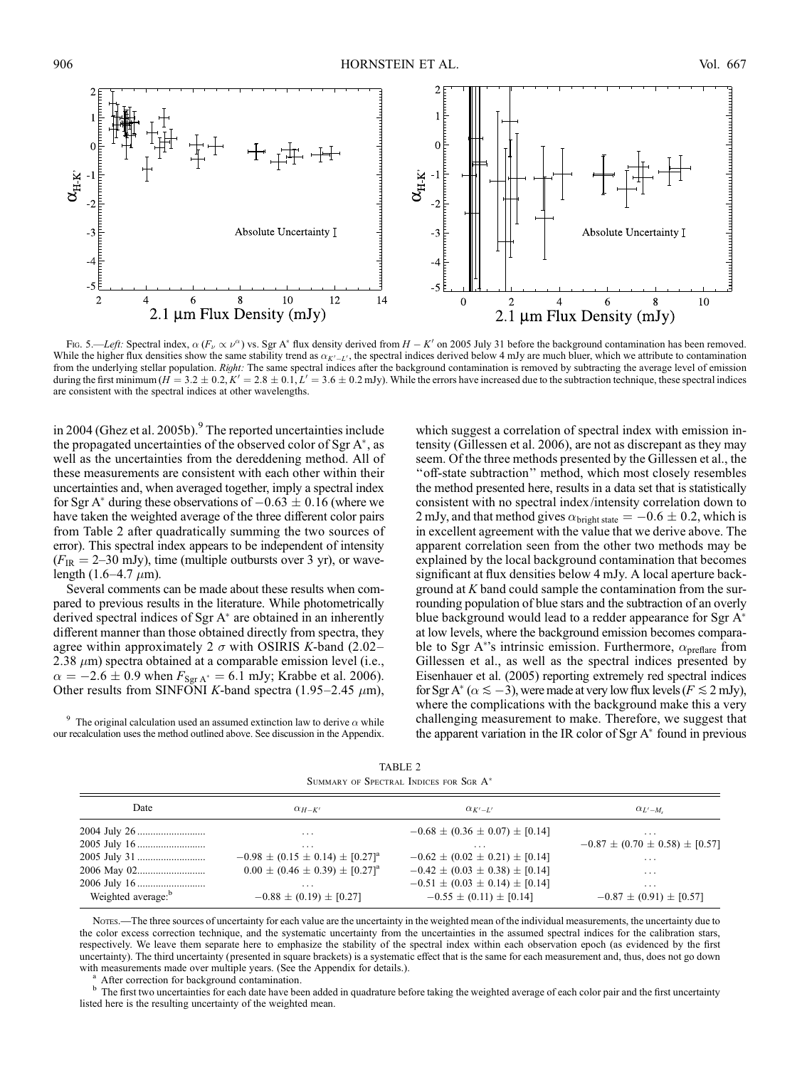Fig. 5.—*Left:* Spectral index, $\alpha$ ($F_\nu \propto \nu^\alpha$) vs. Sgr A* flux density derived from $H - K'$ on 2005 July 31 before the background contamination has been removed. While the higher flux densities show the same stability trend as $\alpha_{K'-L'}$, the spectral indices derived below 4 mJy are much bluer, which we attribute to contamination from the underlying stellar population. *Right:* The same spectral indices after the background contamination is removed by subtracting the average level of emission during the first minimum ($H = 3.2 \pm 0.2$, $K' = 2.8 \pm 0.1$, $L' = 3.6 \pm 0.2$ mJy). While the errors have increased due to the subtraction technique, these spectral indices are consistent with the spectral indices at other wavelengths.

in 2004 (Ghez et al. 2005b).[9] The reported uncertainties include the propagated uncertainties of the observed color of Sgr A*, as well as the uncertainties from the dereddening method. All of these measurements are consistent with each other within their uncertainties and, when averaged together, imply a spectral index for Sgr A* during these observations of $-0.63 \pm 0.16$ (where we have taken the weighted average of the three different color pairs from Table 2 after quadratically summing the two sources of error). This spectral index appears to be independent of intensity ($F_{\rm IR} = 2$–$30$ mJy), time (multiple outbursts over 3 yr), or wavelength (1.6–4.7 $\mu$m).

Several comments can be made about these results when compared to previous results in the literature. While photometrically derived spectral indices of Sgr A* are obtained in an inherently different manner than those obtained directly from spectra, they agree within approximately 2 $\sigma$ with OSIRIS *K*-band (2.02–2.38 $\mu$m) spectra obtained at a comparable emission level (i.e., $\alpha = -2.6 \pm 0.9$ when $F_{\rm Sgr\,A^*} = 6.1$ mJy; Krabbe et al. 2006). Other results from SINFONI *K*-band spectra (1.95–2.45 $\mu$m), which suggest a correlation of spectral index with emission intensity (Gillessen et al. 2006), are not as discrepant as they may seem. Of the three methods presented by the Gillessen et al., the "off-state subtraction" method, which most closely resembles the method presented here, results in a data set that is statistically consistent with no spectral index/intensity correlation down to 2 mJy, and that method gives $\alpha_{\rm bright\ state} = -0.6 \pm 0.2$, which is in excellent agreement with the value that we derive above. The apparent correlation seen from the other two methods may be explained by the local background contamination that becomes significant at flux densities below 4 mJy. A local aperture background at *K* band could sample the contamination from the surrounding population of blue stars and the subtraction of an overly blue background would lead to a redder appearance for Sgr A* at low levels, where the background emission becomes comparable to Sgr A*'s intrinsic emission. Furthermore, $\alpha_{\rm preflare}$ from Gillessen et al., as well as the spectral indices presented by Eisenhauer et al. (2005) reporting extremely red spectral indices for Sgr A* ($\alpha \lesssim -3$), were made at very low flux levels ($F \lesssim 2$ mJy), where the complications with the background make this a very challenging measurement to make. Therefore, we suggest that the apparent variation in the IR color of Sgr A* found in previous

[9] The original calculation used an assumed extinction law to derive $\alpha$ while our recalculation uses the method outlined above. See discussion in the Appendix.

TABLE 2
Summary of Spectral Indices for Sgr A*

| Date | $\alpha_{H-K'}$ | $\alpha_{K'-L'}$ | $\alpha_{L'-M_s}$ |
|---|---|---|---|
| 2004 July 26 | ... | $-0.68 \pm (0.36 \pm 0.07) \pm [0.14]$ | ... |
| 2005 July 16 | ... | ... | $-0.87 \pm (0.70 \pm 0.58) \pm [0.57]$ |
| 2005 July 31 | $-0.98 \pm (0.15 \pm 0.14) \pm [0.27]$[a] | $-0.62 \pm (0.02 \pm 0.21) \pm [0.14]$ | ... |
| 2006 May 02 | $0.00 \pm (0.46 \pm 0.39) \pm [0.27]$[a] | $-0.42 \pm (0.03 \pm 0.38) \pm [0.14]$ | ... |
| 2006 July 16 | ... | $-0.51 \pm (0.03 \pm 0.14) \pm [0.14]$ | ... |
| Weighted average:[b] | $-0.88 \pm (0.19) \pm [0.27]$ | $-0.55 \pm (0.11) \pm [0.14]$ | $-0.87 \pm (0.91) \pm [0.57]$ |

Notes.—The three sources of uncertainty for each value are the uncertainty in the weighted mean of the individual measurements, the uncertainty due to the color excess correction technique, and the systematic uncertainty from the uncertainties in the assumed spectral indices for the calibration stars, respectively. We leave them separate here to emphasize the stability of the spectral index within each observation epoch (as evidenced by the first uncertainty). The third uncertainty (presented in square brackets) is a systematic effect that is the same for each measurement and, thus, does not go down with measurements made over multiple years. (See the Appendix for details.).

[a] After correction for background contamination.

[b] The first two uncertainties for each date have been added in quadrature before taking the weighted average of each color pair and the first uncertainty listed here is the resulting uncertainty of the weighted mean.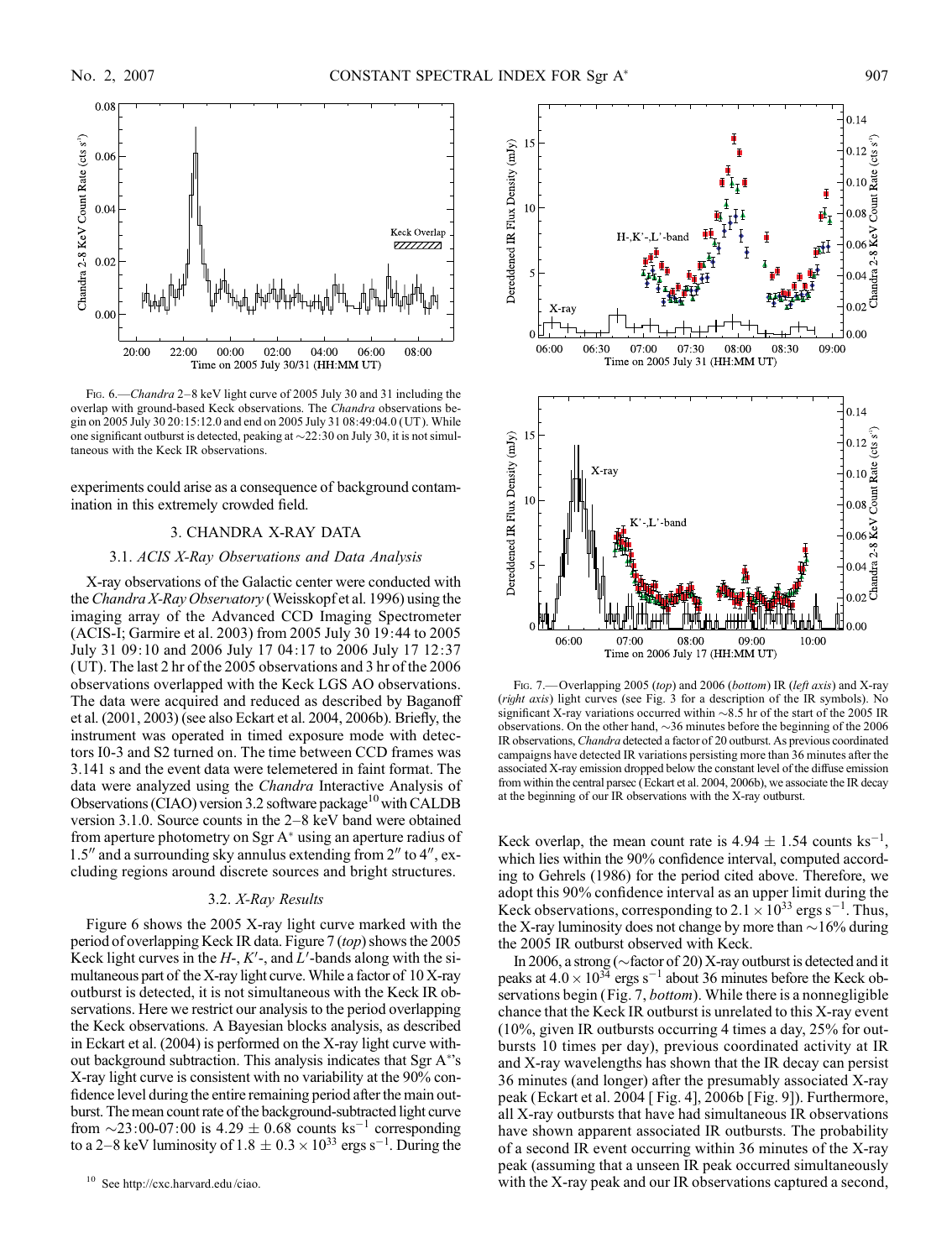FIG. 6.—*Chandra* 2–8 keV light curve of 2005 July 30 and 31 including the overlap with ground-based Keck observations. The *Chandra* observations begin on 2005 July 30 20:15:12.0 and end on 2005 July 31 08:49:04.0 (UT). While one significant outburst is detected, peaking at ~22:30 on July 30, it is not simultaneous with the Keck IR observations.

experiments could arise as a consequence of background contamination in this extremely crowded field.

## 3. CHANDRA X-RAY DATA

### 3.1. *ACIS X-Ray Observations and Data Analysis*

X-ray observations of the Galactic center were conducted with the *Chandra X-Ray Observatory* (Weisskopf et al. 1996) using the imaging array of the Advanced CCD Imaging Spectrometer (ACIS-I; Garmire et al. 2003) from 2005 July 30 19:44 to 2005 July 31 09:10 and 2006 July 17 04:17 to 2006 July 17 12:37 (UT). The last 2 hr of the 2005 observations and 3 hr of the 2006 observations overlapped with the Keck LGS AO observations. The data were acquired and reduced as described by Baganoff et al. (2001, 2003) (see also Eckart et al. 2004, 2006b). Briefly, the instrument was operated in timed exposure mode with detectors I0-3 and S2 turned on. The time between CCD frames was 3.141 s and the event data were telemetered in faint format. The data were analyzed using the *Chandra* Interactive Analysis of Observations (CIAO) version 3.2 software package[10] with CALDB version 3.1.0. Source counts in the 2–8 keV band were obtained from aperture photometry on Sgr A* using an aperture radius of 1.5″ and a surrounding sky annulus extending from 2″ to 4″, excluding regions around discrete sources and bright structures.

### 3.2. *X-Ray Results*

Figure 6 shows the 2005 X-ray light curve marked with the period of overlapping Keck IR data. Figure 7 (*top*) shows the 2005 Keck light curves in the *H*-, *K*′-, and *L*′-bands along with the simultaneous part of the X-ray light curve. While a factor of 10 X-ray outburst is detected, it is not simultaneous with the Keck IR observations. Here we restrict our analysis to the period overlapping the Keck observations. A Bayesian blocks analysis, as described in Eckart et al. (2004) is performed on the X-ray light curve without background subtraction. This analysis indicates that Sgr A*'s X-ray light curve is consistent with no variability at the 90% confidence level during the entire remaining period after the main outburst. The mean count rate of the background-subtracted light curve from ~23:00-07:00 is $4.29 \pm 0.68$ counts ks$^{-1}$ corresponding to a 2–8 keV luminosity of $1.8 \pm 0.3 \times 10^{33}$ ergs s$^{-1}$. During the Keck overlap, the mean count rate is $4.94 \pm 1.54$ counts ks$^{-1}$, which lies within the 90% confidence interval, computed according to Gehrels (1986) for the period cited above. Therefore, we adopt this 90% confidence interval as an upper limit during the Keck observations, corresponding to $2.1 \times 10^{33}$ ergs s$^{-1}$. Thus, the X-ray luminosity does not change by more than ~16% during the 2005 IR outburst observed with Keck.

In 2006, a strong (~factor of 20) X-ray outburst is detected and it peaks at $4.0 \times 10^{34}$ ergs s$^{-1}$ about 36 minutes before the Keck observations begin (Fig. 7, *bottom*). While there is a nonnegligible chance that the Keck IR outburst is unrelated to this X-ray event (10%, given IR outbursts occurring 4 times a day, 25% for outbursts 10 times per day), previous coordinated activity at IR and X-ray wavelengths has shown that the IR decay can persist 36 minutes (and longer) after the presumably associated X-ray peak (Eckart et al. 2004 [Fig. 4], 2006b [Fig. 9]). Furthermore, all X-ray outbursts that have had simultaneous IR observations have shown apparent associated IR outbursts. The probability of a second IR event occurring within 36 minutes of the X-ray peak (assuming that a unseen IR peak occurred simultaneously with the X-ray peak and our IR observations captured a second,

FIG. 7.—Overlapping 2005 (*top*) and 2006 (*bottom*) IR (*left axis*) and X-ray (*right axis*) light curves (see Fig. 3 for a description of the IR symbols). No significant X-ray variations occurred within ~8.5 hr of the start of the 2005 IR observations. On the other hand, ~36 minutes before the beginning of the 2006 IR observations, *Chandra* detected a factor of 20 outburst. As previous coordinated campaigns have detected IR variations persisting more than 36 minutes after the associated X-ray emission dropped below the constant level of the diffuse emission from within the central parsec (Eckart et al. 2004, 2006b), we associate the IR decay at the beginning of our IR observations with the X-ray outburst.

[10] See http://cxc.harvard.edu/ciao.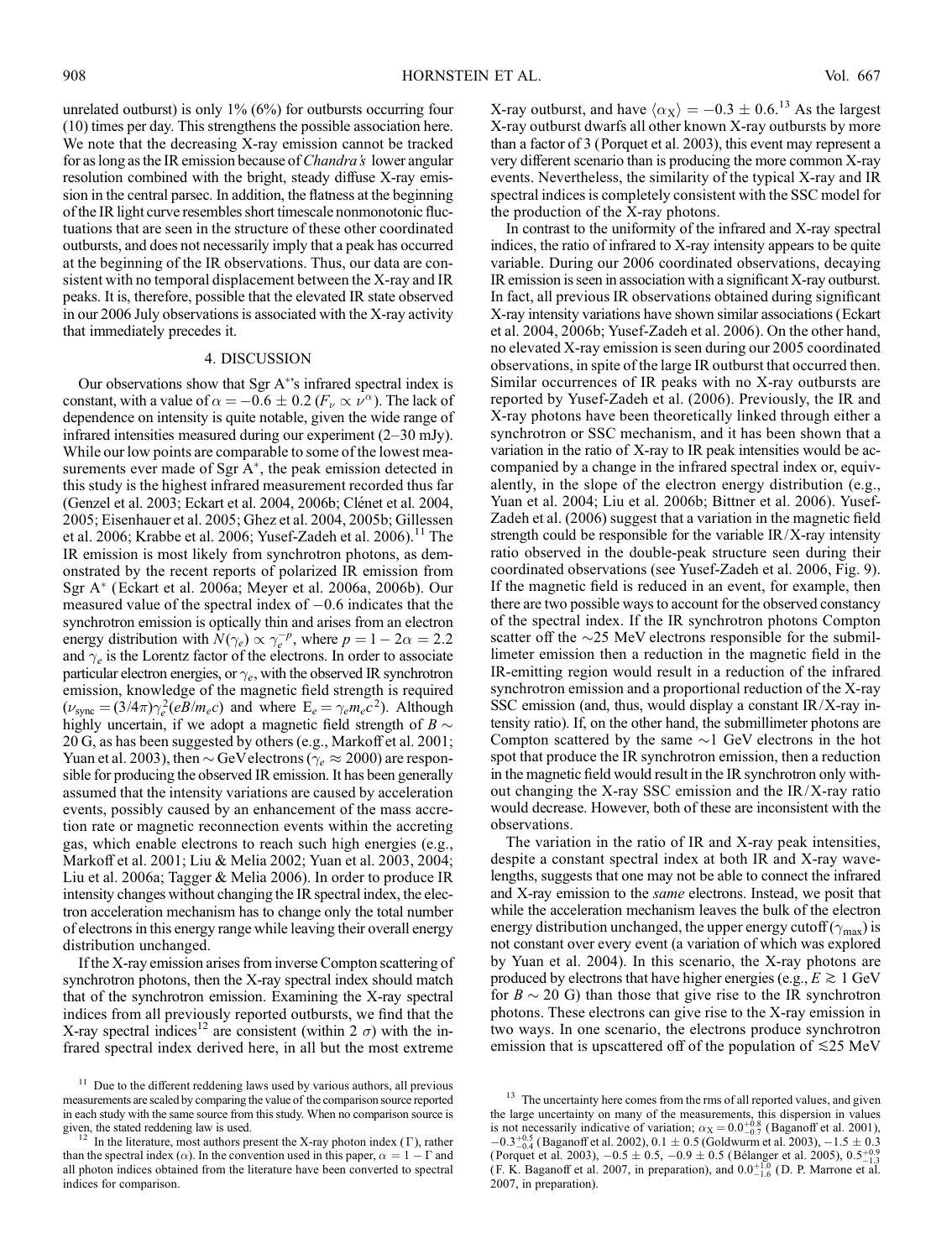unrelated outburst) is only 1% (6%) for outbursts occurring four (10) times per day. This strengthens the possible association here. We note that the decreasing X-ray emission cannot be tracked for as long as the IR emission because of *Chandra's* lower angular resolution combined with the bright, steady diffuse X-ray emission in the central parsec. In addition, the flatness at the beginning of the IR light curve resembles short timescale nonmonotonic fluctuations that are seen in the structure of these other coordinated outbursts, and does not necessarily imply that a peak has occurred at the beginning of the IR observations. Thus, our data are consistent with no temporal displacement between the X-ray and IR peaks. It is, therefore, possible that the elevated IR state observed in our 2006 July observations is associated with the X-ray activity that immediately precedes it.

## 4. DISCUSSION

Our observations show that Sgr A*'s infrared spectral index is constant, with a value of $\alpha = -0.6 \pm 0.2$ ($F_\nu \propto \nu^\alpha$). The lack of dependence on intensity is quite notable, given the wide range of infrared intensities measured during our experiment (2–30 mJy). While our low points are comparable to some of the lowest measurements ever made of Sgr A*, the peak emission detected in this study is the highest infrared measurement recorded thus far (Genzel et al. 2003; Eckart et al. 2004, 2006b; Clénet et al. 2004, 2005; Eisenhauer et al. 2005; Ghez et al. 2004, 2005b; Gillessen et al. 2006; Krabbe et al. 2006; Yusef-Zadeh et al. 2006).[11] The IR emission is most likely from synchrotron photons, as demonstrated by the recent reports of polarized IR emission from Sgr A* (Eckart et al. 2006a; Meyer et al. 2006a, 2006b). Our measured value of the spectral index of $-0.6$ indicates that the synchrotron emission is optically thin and arises from an electron energy distribution with $N(\gamma_e) \propto \gamma_e^{-p}$, where $p = 1 - 2\alpha = 2.2$ and $\gamma_e$ is the Lorentz factor of the electrons. In order to associate particular electron energies, or $\gamma_e$, with the observed IR synchrotron emission, knowledge of the magnetic field strength is required ($\nu_{\rm sync} = (3/4\pi)\gamma_e^2(eB/m_e c)$ and where $E_e = \gamma_e m_e c^2$). Although highly uncertain, if we adopt a magnetic field strength of $B \sim 20$ G, as has been suggested by others (e.g., Markoff et al. 2001; Yuan et al. 2003), then $\sim$GeV electrons ($\gamma_e \approx 2000$) are responsible for producing the observed IR emission. It has been generally assumed that the intensity variations are caused by acceleration events, possibly caused by an enhancement of the mass accretion rate or magnetic reconnection events within the accreting gas, which enable electrons to reach such high energies (e.g., Markoff et al. 2001; Liu & Melia 2002; Yuan et al. 2003, 2004; Liu et al. 2006a; Tagger & Melia 2006). In order to produce IR intensity changes without changing the IR spectral index, the electron acceleration mechanism has to change only the total number of electrons in this energy range while leaving their overall energy distribution unchanged.

If the X-ray emission arises from inverse Compton scattering of synchrotron photons, then the X-ray spectral index should match that of the synchrotron emission. Examining the X-ray spectral indices from all previously reported outbursts, we find that the X-ray spectral indices[12] are consistent (within 2 $\sigma$) with the infrared spectral index derived here, in all but the most extreme X-ray outburst, and have $\langle\alpha_X\rangle = -0.3 \pm 0.6$.[13] As the largest X-ray outburst dwarfs all other known X-ray outbursts by more than a factor of 3 (Porquet et al. 2003), this event may represent a very different scenario than is producing the more common X-ray events. Nevertheless, the similarity of the typical X-ray and IR spectral indices is completely consistent with the SSC model for the production of the X-ray photons.

In contrast to the uniformity of the infrared and X-ray spectral indices, the ratio of infrared to X-ray intensity appears to be quite variable. During our 2006 coordinated observations, decaying IR emission is seen in association with a significant X-ray outburst. In fact, all previous IR observations obtained during significant X-ray intensity variations have shown similar associations (Eckart et al. 2004, 2006b; Yusef-Zadeh et al. 2006). On the other hand, no elevated X-ray emission is seen during our 2005 coordinated observations, in spite of the large IR outburst that occurred then. Similar occurrences of IR peaks with no X-ray outbursts are reported by Yusef-Zadeh et al. (2006). Previously, the IR and X-ray photons have been theoretically linked through either a synchrotron or SSC mechanism, and it has been shown that a variation in the ratio of X-ray to IR peak intensities would be accompanied by a change in the infrared spectral index or, equivalently, in the slope of the electron energy distribution (e.g., Yuan et al. 2004; Liu et al. 2006b; Bittner et al. 2006). Yusef-Zadeh et al. (2006) suggest that a variation in the magnetic field strength could be responsible for the variable IR/X-ray intensity ratio observed in the double-peak structure seen during their coordinated observations (see Yusef-Zadeh et al. 2006, Fig. 9). If the magnetic field is reduced in an event, for example, then there are two possible ways to account for the observed constancy of the spectral index. If the IR synchrotron photons Compton scatter off the $\sim$25 MeV electrons responsible for the submillimeter emission then a reduction in the magnetic field in the IR-emitting region would result in a reduction of the infrared synchrotron emission and a proportional reduction of the X-ray SSC emission (and, thus, would display a constant IR/X-ray intensity ratio). If, on the other hand, the submillimeter photons are Compton scattered by the same $\sim$1 GeV electrons in the hot spot that produce the IR synchrotron emission, then a reduction in the magnetic field would result in the IR synchrotron only without changing the X-ray SSC emission and the IR/X-ray ratio would decrease. However, both of these are inconsistent with the observations.

The variation in the ratio of IR and X-ray peak intensities, despite a constant spectral index at both IR and X-ray wavelengths, suggests that one may not be able to connect the infrared and X-ray emission to the *same* electrons. Instead, we posit that while the acceleration mechanism leaves the bulk of the electron energy distribution unchanged, the upper energy cutoff ($\gamma_{\rm max}$) is not constant over every event (a variation of which was explored by Yuan et al. 2004). In this scenario, the X-ray photons are produced by electrons that have higher energies (e.g., $E \gtrsim 1$ GeV for $B \sim 20$ G) than those that give rise to the IR synchrotron photons. These electrons can give rise to the X-ray emission in two ways. In one scenario, the electrons produce synchrotron emission that is upscattered off of the population of $\lesssim$25 MeV

[11] Due to the different reddening laws used by various authors, all previous measurements are scaled by comparing the value of the comparison source reported in each study with the same source from this study. When no comparison source is given, the stated reddening law is used.

[12] In the literature, most authors present the X-ray photon index ($\Gamma$), rather than the spectral index ($\alpha$). In the convention used in this paper, $\alpha = 1 - \Gamma$ and all photon indices obtained from the literature have been converted to spectral indices for comparison.

[13] The uncertainty here comes from the rms of all reported values, and given the large uncertainty on many of the measurements, this dispersion in values is not necessarily indicative of variation; $\alpha_X = 0.0^{+0.8}_{-0.7}$ (Baganoff et al. 2001), $-0.3^{+0.5}_{-0.4}$ (Baganoff et al. 2002), $0.1 \pm 0.5$ (Goldwurm et al. 2003), $-1.5 \pm 0.3$ (Porquet et al. 2003), $-0.5 \pm 0.5$, $-0.9 \pm 0.5$ (Bélanger et al. 2005), $0.5^{+0.9}_{-1.3}$ (F. K. Baganoff et al. 2007, in preparation), and $0.0^{+1.0}_{-1.6}$ (D. P. Marrone et al. 2007, in preparation).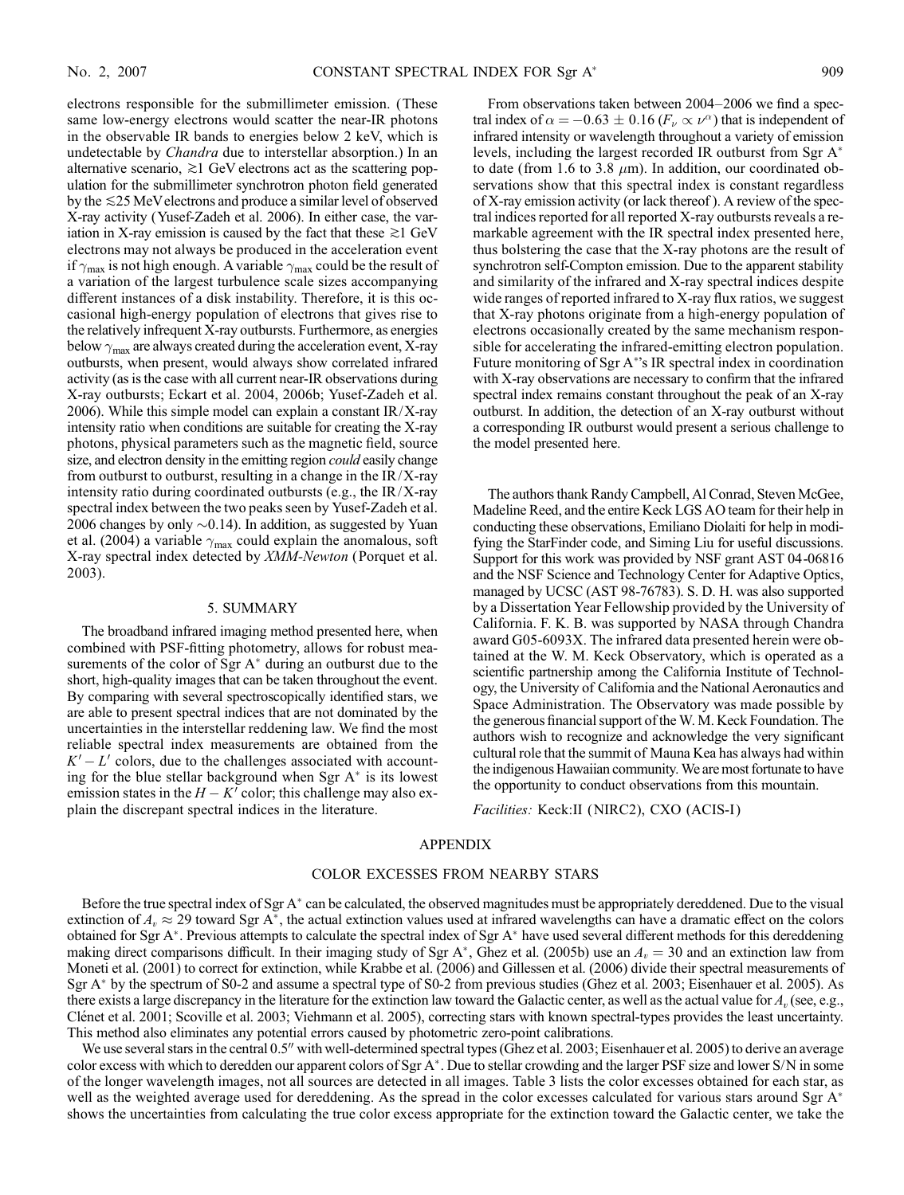electrons responsible for the submillimeter emission. (These same low-energy electrons would scatter the near-IR photons in the observable IR bands to energies below 2 keV, which is undetectable by *Chandra* due to interstellar absorption.) In an alternative scenario, $\gtrsim$1 GeV electrons act as the scattering population for the submillimeter synchrotron photon field generated by the $\lesssim$25 MeV electrons and produce a similar level of observed X-ray activity (Yusef-Zadeh et al. 2006). In either case, the variation in X-ray emission is caused by the fact that these $\gtrsim$1 GeV electrons may not always be produced in the acceleration event if $\gamma_{\max}$ is not high enough. A variable $\gamma_{\max}$ could be the result of a variation of the largest turbulence scale sizes accompanying different instances of a disk instability. Therefore, it is this occasional high-energy population of electrons that gives rise to the relatively infrequent X-ray outbursts. Furthermore, as energies below $\gamma_{\max}$ are always created during the acceleration event, X-ray outbursts, when present, would always show correlated infrared activity (as is the case with all current near-IR observations during X-ray outbursts; Eckart et al. 2004, 2006b; Yusef-Zadeh et al. 2006). While this simple model can explain a constant IR/X-ray intensity ratio when conditions are suitable for creating the X-ray photons, physical parameters such as the magnetic field, source size, and electron density in the emitting region *could* easily change from outburst to outburst, resulting in a change in the IR/X-ray intensity ratio during coordinated outbursts (e.g., the IR/X-ray spectral index between the two peaks seen by Yusef-Zadeh et al. 2006 changes by only $\sim$0.14). In addition, as suggested by Yuan et al. (2004) a variable $\gamma_{\max}$ could explain the anomalous, soft X-ray spectral index detected by *XMM-Newton* (Porquet et al. 2003).

## 5. SUMMARY

The broadband infrared imaging method presented here, when combined with PSF-fitting photometry, allows for robust measurements of the color of Sgr A* during an outburst due to the short, high-quality images that can be taken throughout the event. By comparing with several spectroscopically identified stars, we are able to present spectral indices that are not dominated by the uncertainties in the interstellar reddening law. We find the most reliable spectral index measurements are obtained from the $K' - L'$ colors, due to the challenges associated with accounting for the blue stellar background when Sgr A* is its lowest emission states in the $H - K'$ color; this challenge may also explain the discrepant spectral indices in the literature.

From observations taken between 2004–2006 we find a spectral index of $\alpha = -0.63 \pm 0.16$ ($F_\nu \propto \nu^\alpha$) that is independent of infrared intensity or wavelength throughout a variety of emission levels, including the largest recorded IR outburst from Sgr A* to date (from 1.6 to 3.8 $\mu$m). In addition, our coordinated observations show that this spectral index is constant regardless of X-ray emission activity (or lack thereof). A review of the spectral indices reported for all reported X-ray outbursts reveals a remarkable agreement with the IR spectral index presented here, thus bolstering the case that the X-ray photons are the result of synchrotron self-Compton emission. Due to the apparent stability and similarity of the infrared and X-ray spectral indices despite wide ranges of reported infrared to X-ray flux ratios, we suggest that X-ray photons originate from a high-energy population of electrons occasionally created by the same mechanism responsible for accelerating the infrared-emitting electron population. Future monitoring of Sgr A*'s IR spectral index in coordination with X-ray observations are necessary to confirm that the infrared spectral index remains constant throughout the peak of an X-ray outburst. In addition, the detection of an X-ray outburst without a corresponding IR outburst would present a serious challenge to the model presented here.

The authors thank Randy Campbell, Al Conrad, Steven McGee, Madeline Reed, and the entire Keck LGS AO team for their help in conducting these observations, Emiliano Diolaiti for help in modifying the StarFinder code, and Siming Liu for useful discussions. Support for this work was provided by NSF grant AST 04-06816 and the NSF Science and Technology Center for Adaptive Optics, managed by UCSC (AST 98-76783). S. D. H. was also supported by a Dissertation Year Fellowship provided by the University of California. F. K. B. was supported by NASA through Chandra award G05-6093X. The infrared data presented herein were obtained at the W. M. Keck Observatory, which is operated as a scientific partnership among the California Institute of Technology, the University of California and the National Aeronautics and Space Administration. The Observatory was made possible by the generous financial support of the W. M. Keck Foundation. The authors wish to recognize and acknowledge the very significant cultural role that the summit of Mauna Kea has always had within the indigenous Hawaiian community. We are most fortunate to have the opportunity to conduct observations from this mountain.

*Facilities:* Keck:II (NIRC2), CXO (ACIS-I)

## APPENDIX

### COLOR EXCESSES FROM NEARBY STARS

Before the true spectral index of Sgr A* can be calculated, the observed magnitudes must be appropriately dereddened. Due to the visual extinction of $A_v \approx 29$ toward Sgr A*, the actual extinction values used at infrared wavelengths can have a dramatic effect on the colors obtained for Sgr A*. Previous attempts to calculate the spectral index of Sgr A* have used several different methods for this dereddening making direct comparisons difficult. In their imaging study of Sgr A*, Ghez et al. (2005b) use an $A_v = 30$ and an extinction law from Moneti et al. (2001) to correct for extinction, while Krabbe et al. (2006) and Gillessen et al. (2006) divide their spectral measurements of Sgr A* by the spectrum of S0-2 and assume a spectral type of S0-2 from previous studies (Ghez et al. 2003; Eisenhauer et al. 2005). As there exists a large discrepancy in the literature for the extinction law toward the Galactic center, as well as the actual value for $A_v$ (see, e.g., Clénet et al. 2001; Scoville et al. 2003; Viehmann et al. 2005), correcting stars with known spectral-types provides the least uncertainty. This method also eliminates any potential errors caused by photometric zero-point calibrations.

We use several stars in the central 0.5″ with well-determined spectral types (Ghez et al. 2003; Eisenhauer et al. 2005) to derive an average color excess with which to deredden our apparent colors of Sgr A*. Due to stellar crowding and the larger PSF size and lower S/N in some of the longer wavelength images, not all sources are detected in all images. Table 3 lists the color excesses obtained for each star, as well as the weighted average used for dereddening. As the spread in the color excesses calculated for various stars around Sgr A* shows the uncertainties from calculating the true color excess appropriate for the extinction toward the Galactic center, we take the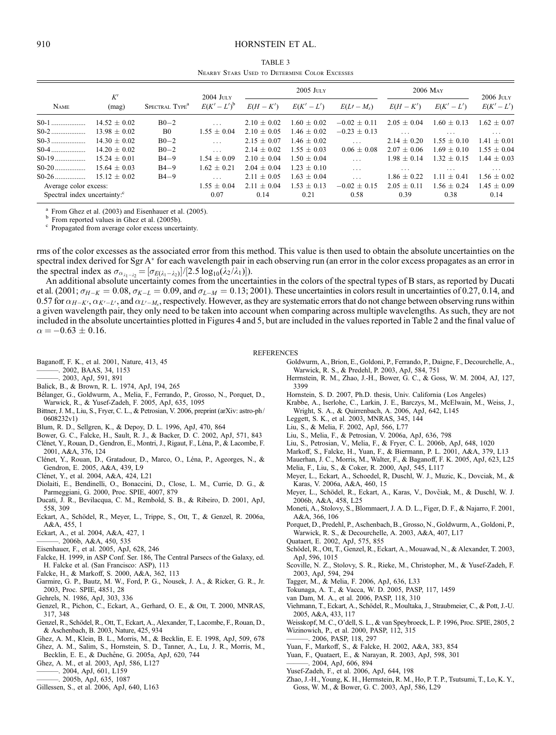TABLE 3

Nearby Stars Used to Determine Color Excesses

| Name | $K'$ (mag) | Spectral Type[a] | 2004 July $E(K'-L')$[b] | 2005 July $E(H-K')$ | 2005 July $E(K'-L')$ | 2005 July $E(L'-M_s)$ | 2006 May $E(H-K')$ | 2006 May $E(K'-L')$ | 2006 July $E(K'-L')$ |
|---|---|---|---|---|---|---|---|---|---|
| S0-1 | $14.52 \pm 0.02$ | B0−2 | ... | $2.10 \pm 0.02$ | $1.60 \pm 0.02$ | $-0.02 \pm 0.11$ | $2.05 \pm 0.04$ | $1.60 \pm 0.13$ | $1.62 \pm 0.07$ |
| S0-2 | $13.98 \pm 0.02$ | B0 | $1.55 \pm 0.04$ | $2.10 \pm 0.05$ | $1.46 \pm 0.02$ | $-0.23 \pm 0.13$ | ... | ... | ... |
| S0-3 | $14.30 \pm 0.02$ | B0−2 | ... | $2.15 \pm 0.07$ | $1.46 \pm 0.02$ | ... | $2.14 \pm 0.20$ | $1.55 \pm 0.10$ | $1.41 \pm 0.01$ |
| S0-4 | $14.20 \pm 0.02$ | B0−2 | ... | $2.14 \pm 0.02$ | $1.55 \pm 0.03$ | $0.06 \pm 0.08$ | $2.07 \pm 0.06$ | $1.69 \pm 0.10$ | $1.55 \pm 0.04$ |
| S0-19 | $15.24 \pm 0.01$ | B4−9 | $1.54 \pm 0.09$ | $2.10 \pm 0.04$ | $1.50 \pm 0.04$ | ... | $1.98 \pm 0.14$ | $1.32 \pm 0.15$ | $1.44 \pm 0.03$ |
| S0-20 | $15.64 \pm 0.03$ | B4−9 | $1.62 \pm 0.21$ | $2.04 \pm 0.04$ | $1.23 \pm 0.10$ | ... | ... | ... | ... |
| S0-26 | $15.12 \pm 0.02$ | B4−9 | ... | $2.11 \pm 0.05$ | $1.63 \pm 0.04$ | ... | $1.86 \pm 0.22$ | $1.11 \pm 0.41$ | $1.56 \pm 0.02$ |
| Average color excess: | | | $1.55 \pm 0.04$ | $2.11 \pm 0.04$ | $1.53 \pm 0.13$ | $-0.02 \pm 0.15$ | $2.05 \pm 0.11$ | $1.56 \pm 0.24$ | $1.45 \pm 0.09$ |
| Spectral index uncertainty:[c] | | | 0.07 | 0.14 | 0.21 | 0.58 | 0.39 | 0.38 | 0.14 |

[a] From Ghez et al. (2003) and Eisenhauer et al. (2005).
[b] From reported values in Ghez et al. (2005b).
[c] Propagated from average color excess uncertainty.

rms of the color excesses as the associated error from this method. This value is then used to obtain the absolute uncertainties on the spectral index derived for Sgr A* for each wavelength pair in each observing run (an error in the color excess propagates as an error in the spectral index as $\sigma_{\alpha_{\lambda_1-\lambda_2}} = [\sigma_{E(\lambda_1-\lambda_2)}]/[2.5\log_{10}(\lambda_2/\lambda_1)]$).

An additional absolute uncertainty comes from the uncertainties in the colors of the spectral types of B stars, as reported by Ducati et al. (2001; $\sigma_{H-K} = 0.08$, $\sigma_{K-L} = 0.09$, and $\sigma_{L-M} = 0.13$; 2001). These uncertainties in colors result in uncertainties of 0.27, 0.14, and 0.57 for $\alpha_{H-K'}$, $\alpha_{K'-L'}$, and $\alpha_{L'-M_s}$, respectively. However, as they are systematic errors that do not change between observing runs within a given wavelength pair, they only need to be taken into account when comparing across multiple wavelengths. As such, they are not included in the absolute uncertainties plotted in Figures 4 and 5, but are included in the values reported in Table 2 and the final value of $\alpha = -0.63 \pm 0.16$.

## REFERENCES

Baganoff, F. K., et al. 2001, Nature, 413, 45
———. 2002, BAAS, 34, 1153
———. 2003, ApJ, 591, 891
Balick, B., & Brown, R. L. 1974, ApJ, 194, 265
Bélanger, G., Goldwurm, A., Melia, F., Ferrando, P., Grosso, N., Porquet, D., Warwick, R., & Yusef-Zadeh, F. 2005, ApJ, 635, 1095
Bittner, J. M., Liu, S., Fryer, C. L., & Petrosian, V. 2006, preprint (arXiv: astro-ph/0608232v1)
Blum, R. D., Sellgren, K., & Depoy, D. L. 1996, ApJ, 470, 864
Bower, G. C., Falcke, H., Sault, R. J., & Backer, D. C. 2002, ApJ, 571, 843
Clénet, Y., Rouan, D., Gendron, E., Montri, J., Rigaut, F., Léna, P., & Lacombe, F. 2001, A&A, 376, 124
Clénet, Y., Rouan, D., Gratadour, D., Marco, O., Léna, P., Ageorges, N., & Gendron, E. 2005, A&A, 439, L9
Clénet, Y., et al. 2004, A&A, 424, L21
Diolaiti, E., Bendinelli, O., Bonaccini, D., Close, L. M., Currie, D. G., & Parmeggiani, G. 2000, Proc. SPIE, 4007, 879
Ducati, J. R., Bevilacqua, C. M., Rembold, S. B., & Ribeiro, D. 2001, ApJ, 558, 309
Eckart, A., Schödel, R., Meyer, L., Trippe, S., Ott, T., & Genzel, R. 2006a, A&A, 455, 1
Eckart, A., et al. 2004, A&A, 427, 1
———. 2006b, A&A, 450, 535
Eisenhauer, F., et al. 2005, ApJ, 628, 246
Falcke, H. 1999, in ASP Conf. Ser. 186, The Central Parsecs of the Galaxy, ed. H. Falcke et al. (San Francisco: ASP), 113
Falcke, H., & Markoff, S. 2000, A&A, 362, 113
Garmire, G. P., Bautz, M. W., Ford, P. G., Nousek, J. A., & Ricker, G. R., Jr. 2003, Proc. SPIE, 4851, 28
Gehrels, N. 1986, ApJ, 303, 336
Genzel, R., Pichon, C., Eckart, A., Gerhard, O. E., & Ott, T. 2000, MNRAS, 317, 348
Genzel, R., Schödel, R., Ott, T., Eckart, A., Alexander, T., Lacombe, F., Rouan, D., & Aschenbach, B. 2003, Nature, 425, 934
Ghez, A. M., Klein, B. L., Morris, M., & Becklin, E. E. 1998, ApJ, 509, 678
Ghez, A. M., Salim, S., Hornstein, S. D., Tanner, A., Lu, J. R., Morris, M., Becklin, E. E., & Duchêne, G. 2005a, ApJ, 620, 744
Ghez, A. M., et al. 2003, ApJ, 586, L127
———. 2004, ApJ, 601, L159
———. 2005b, ApJ, 635, 1087
Gillessen, S., et al. 2006, ApJ, 640, L163
Goldwurm, A., Brion, E., Goldoni, P., Ferrando, P., Daigne, F., Decourchelle, A., Warwick, R. S., & Predehl, P. 2003, ApJ, 584, 751
Herrnstein, R. M., Zhao, J.-H., Bower, G. C., & Goss, W. M. 2004, AJ, 127, 3399
Hornstein, S. D. 2007, Ph.D. thesis, Univ. California (Los Angeles)
Krabbe, A., Iserlohe, C., Larkin, J. E., Barczys, M., McElwain, M., Weiss, J., Wright, S. A., & Quirrenbach, A. 2006, ApJ, 642, L145
Leggett, S. K., et al. 2003, MNRAS, 345, 144
Liu, S., & Melia, F. 2002, ApJ, 566, L77
Liu, S., Melia, F., & Petrosian, V. 2006a, ApJ, 636, 798
Liu, S., Petrosian, V., Melia, F., & Fryer, C. L. 2006b, ApJ, 648, 1020
Markoff, S., Falcke, H., Yuan, F., & Biermann, P. L. 2001, A&A, 379, L13
Mauerhan, J. C., Morris, M., Walter, F., & Baganoff, F. K. 2005, ApJ, 623, L25
Melia, F., Liu, S., & Coker, R. 2000, ApJ, 545, L117
Meyer, L., Eckart, A., Schoedel, R., Duschl, W. J., Muzic, K., Dovciak, M., & Karas, V. 2006a, A&A, 460, 15
Meyer, L., Schödel, R., Eckart, A., Karas, V., Dovčiak, M., & Duschl, W. J. 2006b, A&A, 458, L25
Moneti, A., Stolovy, S., Blommaert, J. A. D. L., Figer, D. F., & Najarro, F. 2001, A&A, 366, 106
Porquet, D., Predehl, P., Aschenbach, B., Grosso, N., Goldwurm, A., Goldoni, P., Warwick, R. S., & Decourchelle, A. 2003, A&A, 407, L17
Quataert, E. 2002, ApJ, 575, 855
Schödel, R., Ott, T., Genzel, R., Eckart, A., Mouawad, N., & Alexander, T. 2003, ApJ, 596, 1015
Scoville, N. Z., Stolovy, S. R., Rieke, M., Christopher, M., & Yusef-Zadeh, F. 2003, ApJ, 594, 294
Tagger, M., & Melia, F. 2006, ApJ, 636, L33
Tokunaga, A. T., & Vacca, W. D. 2005, PASP, 117, 1459
van Dam, M. A., et al. 2006, PASP, 118, 310
Viehmann, T., Eckart, A., Schödel, R., Moultaka, J., Straubmeier, C., & Pott, J.-U. 2005, A&A, 433, 117
Weisskopf, M. C., O'dell, S. L., & van Speybroeck, L. P. 1996, Proc. SPIE, 2805, 2
Wizinowich, P., et al. 2000, PASP, 112, 315
———. 2006, PASP, 118, 297
Yuan, F., Markoff, S., & Falcke, H. 2002, A&A, 383, 854
Yuan, F., Quataert, E., & Narayan, R. 2003, ApJ, 598, 301
———. 2004, ApJ, 606, 894
Yusef-Zadeh, F., et al. 2006, ApJ, 644, 198
Zhao, J.-H., Young, K. H., Herrnstein, R. M., Ho, P. T. P., Tsutsumi, T., Lo, K. Y., Goss, W. M., & Bower, G. C. 2003, ApJ, 586, L29